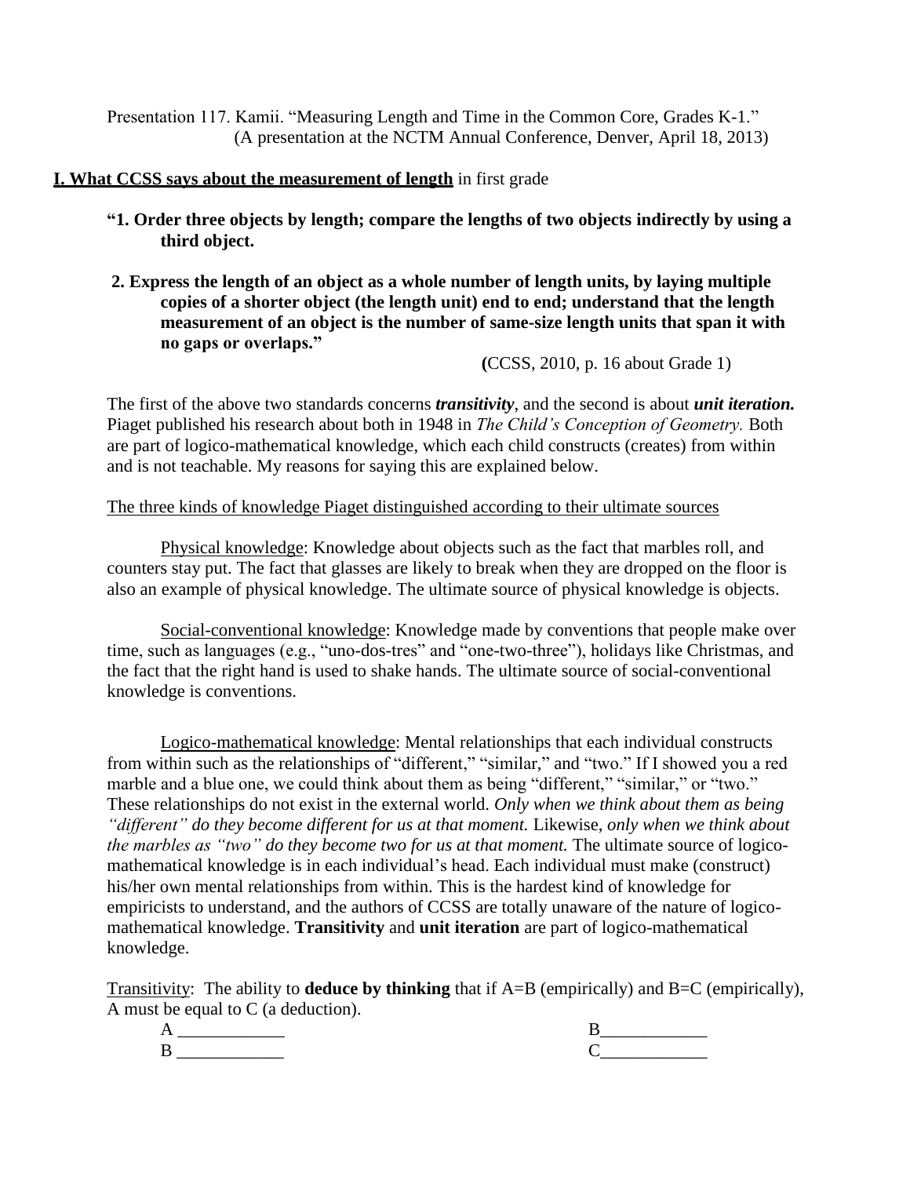Presentation 117. Kamii. "Measuring Length and Time in the Common Core, Grades K-1."
(A presentation at the NCTM Annual Conference, Denver, April 18, 2013)

## **I. What CCSS says about the measurement of length** in first grade

**"1. Order three objects by length; compare the lengths of two objects indirectly by using a third object.**

**2. Express the length of an object as a whole number of length units, by laying multiple copies of a shorter object (the length unit) end to end; understand that the length measurement of an object is the number of same-size length units that span it with no gaps or overlaps."**

(CCSS, 2010, p. 16 about Grade 1)

The first of the above two standards concerns ***transitivity***, and the second is about ***unit iteration.*** Piaget published his research about both in 1948 in *The Child's Conception of Geometry.* Both are part of logico-mathematical knowledge, which each child constructs (creates) from within and is not teachable. My reasons for saying this are explained below.

The three kinds of knowledge Piaget distinguished according to their ultimate sources

Physical knowledge: Knowledge about objects such as the fact that marbles roll, and counters stay put. The fact that glasses are likely to break when they are dropped on the floor is also an example of physical knowledge. The ultimate source of physical knowledge is objects.

Social-conventional knowledge: Knowledge made by conventions that people make over time, such as languages (e.g., "uno-dos-tres" and "one-two-three"), holidays like Christmas, and the fact that the right hand is used to shake hands. The ultimate source of social-conventional knowledge is conventions.

Logico-mathematical knowledge: Mental relationships that each individual constructs from within such as the relationships of "different," "similar," and "two." If I showed you a red marble and a blue one, we could think about them as being "different," "similar," or "two." These relationships do not exist in the external world. *Only when we think about them as being "different" do they become different for us at that moment.* Likewise, *only when we think about the marbles as "two" do they become two for us at that moment.* The ultimate source of logico-mathematical knowledge is in each individual's head. Each individual must make (construct) his/her own mental relationships from within. This is the hardest kind of knowledge for empiricists to understand, and the authors of CCSS are totally unaware of the nature of logico-mathematical knowledge. **Transitivity** and **unit iteration** are part of logico-mathematical knowledge.

Transitivity: The ability to **deduce by thinking** that if A=B (empirically) and B=C (empirically), A must be equal to C (a deduction).

A ____________ B____________
B ____________ C____________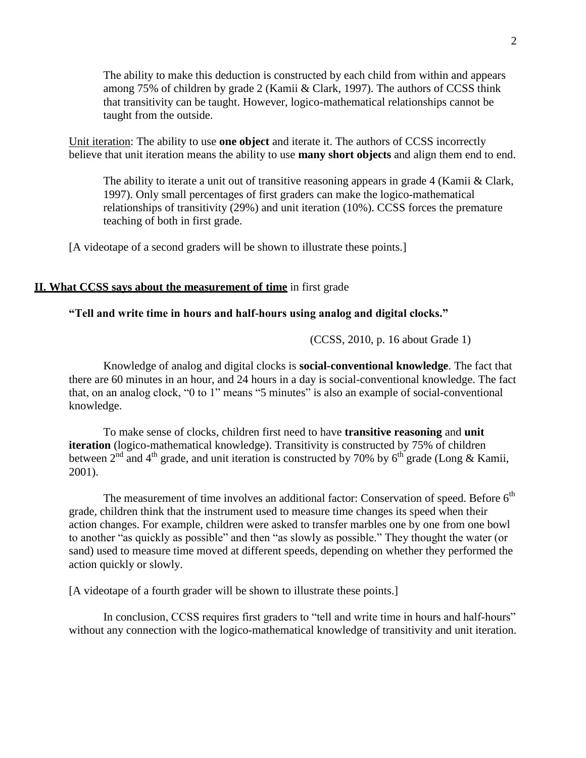> The ability to make this deduction is constructed by each child from within and appears among 75% of children by grade 2 (Kamii & Clark, 1997). The authors of CCSS think that transitivity can be taught. However, logico-mathematical relationships cannot be taught from the outside.

Unit iteration: The ability to use **one object** and iterate it. The authors of CCSS incorrectly believe that unit iteration means the ability to use **many short objects** and align them end to end.

> The ability to iterate a unit out of transitive reasoning appears in grade 4 (Kamii & Clark, 1997). Only small percentages of first graders can make the logico-mathematical relationships of transitivity (29%) and unit iteration (10%). CCSS forces the premature teaching of both in first grade.

[A videotape of a second graders will be shown to illustrate these points.]

## II. What CCSS says about the measurement of time in first grade

**"Tell and write time in hours and half-hours using analog and digital clocks."**

(CCSS, 2010, p. 16 about Grade 1)

Knowledge of analog and digital clocks is **social-conventional knowledge**. The fact that there are 60 minutes in an hour, and 24 hours in a day is social-conventional knowledge. The fact that, on an analog clock, "0 to 1" means "5 minutes" is also an example of social-conventional knowledge.

To make sense of clocks, children first need to have **transitive reasoning** and **unit iteration** (logico-mathematical knowledge). Transitivity is constructed by 75% of children between 2nd and 4th grade, and unit iteration is constructed by 70% by 6th grade (Long & Kamii, 2001).

The measurement of time involves an additional factor: Conservation of speed. Before 6th grade, children think that the instrument used to measure time changes its speed when their action changes. For example, children were asked to transfer marbles one by one from one bowl to another "as quickly as possible" and then "as slowly as possible." They thought the water (or sand) used to measure time moved at different speeds, depending on whether they performed the action quickly or slowly.

[A videotape of a fourth grader will be shown to illustrate these points.]

In conclusion, CCSS requires first graders to "tell and write time in hours and half-hours" without any connection with the logico-mathematical knowledge of transitivity and unit iteration.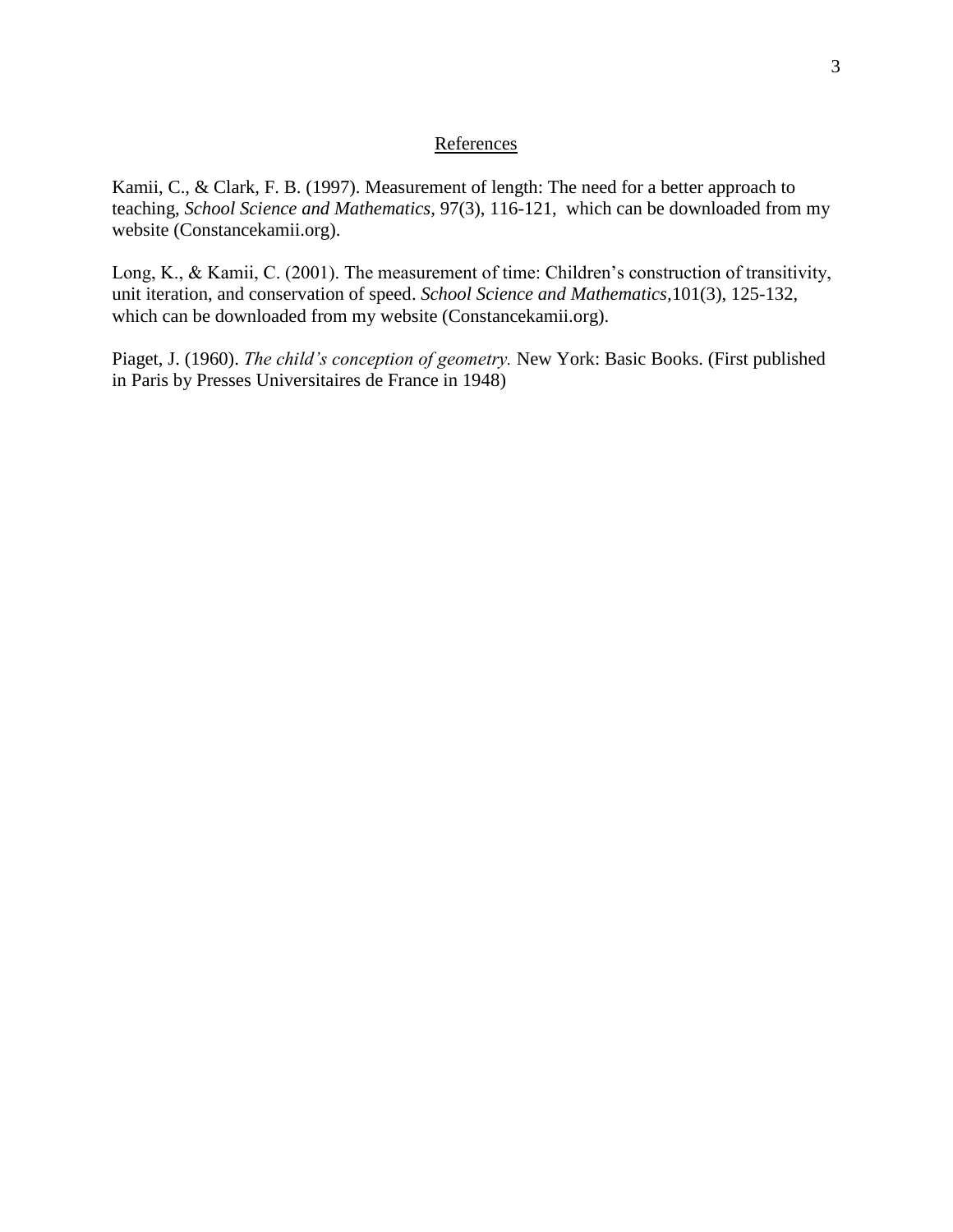## References

Kamii, C., & Clark, F. B. (1997). Measurement of length: The need for a better approach to teaching, *School Science and Mathematics*, 97(3), 116-121, which can be downloaded from my website (Constancekamii.org).

Long, K., & Kamii, C. (2001). The measurement of time: Children's construction of transitivity, unit iteration, and conservation of speed. *School Science and Mathematics*,101(3), 125-132, which can be downloaded from my website (Constancekamii.org).

Piaget, J. (1960). *The child's conception of geometry.* New York: Basic Books. (First published in Paris by Presses Universitaires de France in 1948)